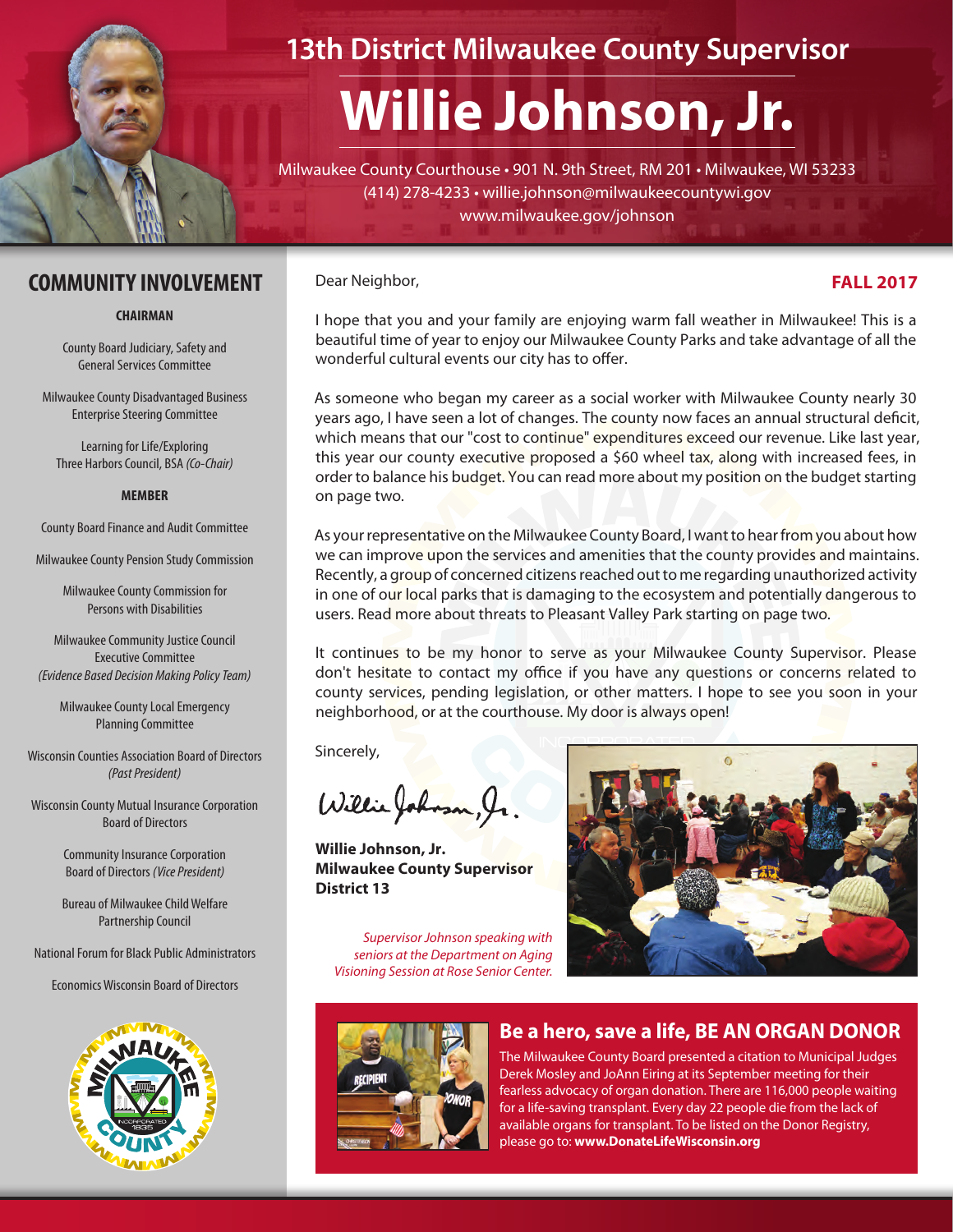# 13th District Milwaukee County Supervisor

# Willie Johnson, Jr.

Milwaukee County Courthouse • 901 N. 9th Street, RM 201 • Milwaukee, WI 53233
(414) 278-4233 • willie.johnson@milwaukeecountywi.gov
www.milwaukee.gov/johnson

## COMMUNITY INVOLVEMENT

**CHAIRMAN**

County Board Judiciary, Safety and General Services Committee

Milwaukee County Disadvantaged Business Enterprise Steering Committee

Learning for Life/Exploring Three Harbors Council, BSA *(Co-Chair)*

**MEMBER**

County Board Finance and Audit Committee

Milwaukee County Pension Study Commission

Milwaukee County Commission for Persons with Disabilities

Milwaukee Community Justice Council Executive Committee *(Evidence Based Decision Making Policy Team)*

Milwaukee County Local Emergency Planning Committee

Wisconsin Counties Association Board of Directors *(Past President)*

Wisconsin County Mutual Insurance Corporation Board of Directors

Community Insurance Corporation Board of Directors *(Vice President)*

Bureau of Milwaukee Child Welfare Partnership Council

National Forum for Black Public Administrators

Economics Wisconsin Board of Directors

**FALL 2017**

Dear Neighbor,

I hope that you and your family are enjoying warm fall weather in Milwaukee! This is a beautiful time of year to enjoy our Milwaukee County Parks and take advantage of all the wonderful cultural events our city has to offer.

As someone who began my career as a social worker with Milwaukee County nearly 30 years ago, I have seen a lot of changes. The county now faces an annual structural deficit, which means that our "cost to continue" expenditures exceed our revenue. Like last year, this year our county executive proposed a $60 wheel tax, along with increased fees, in order to balance his budget. You can read more about my position on the budget starting on page two.

As your representative on the Milwaukee County Board, I want to hear from you about how we can improve upon the services and amenities that the county provides and maintains. Recently, a group of concerned citizens reached out to me regarding unauthorized activity in one of our local parks that is damaging to the ecosystem and potentially dangerous to users. Read more about threats to Pleasant Valley Park starting on page two.

It continues to be my honor to serve as your Milwaukee County Supervisor. Please don't hesitate to contact my office if you have any questions or concerns related to county services, pending legislation, or other matters. I hope to see you soon in your neighborhood, or at the courthouse. My door is always open!

Sincerely,

**Willie Johnson, Jr.**
**Milwaukee County Supervisor**
**District 13**

*Supervisor Johnson speaking with seniors at the Department on Aging Visioning Session at Rose Senior Center.*

## Be a hero, save a life, BE AN ORGAN DONOR

The Milwaukee County Board presented a citation to Municipal Judges Derek Mosley and JoAnn Eiring at its September meeting for their fearless advocacy of organ donation. There are 116,000 people waiting for a life-saving transplant. Every day 22 people die from the lack of available organs for transplant. To be listed on the Donor Registry, please go to: **www.DonateLifeWisconsin.org**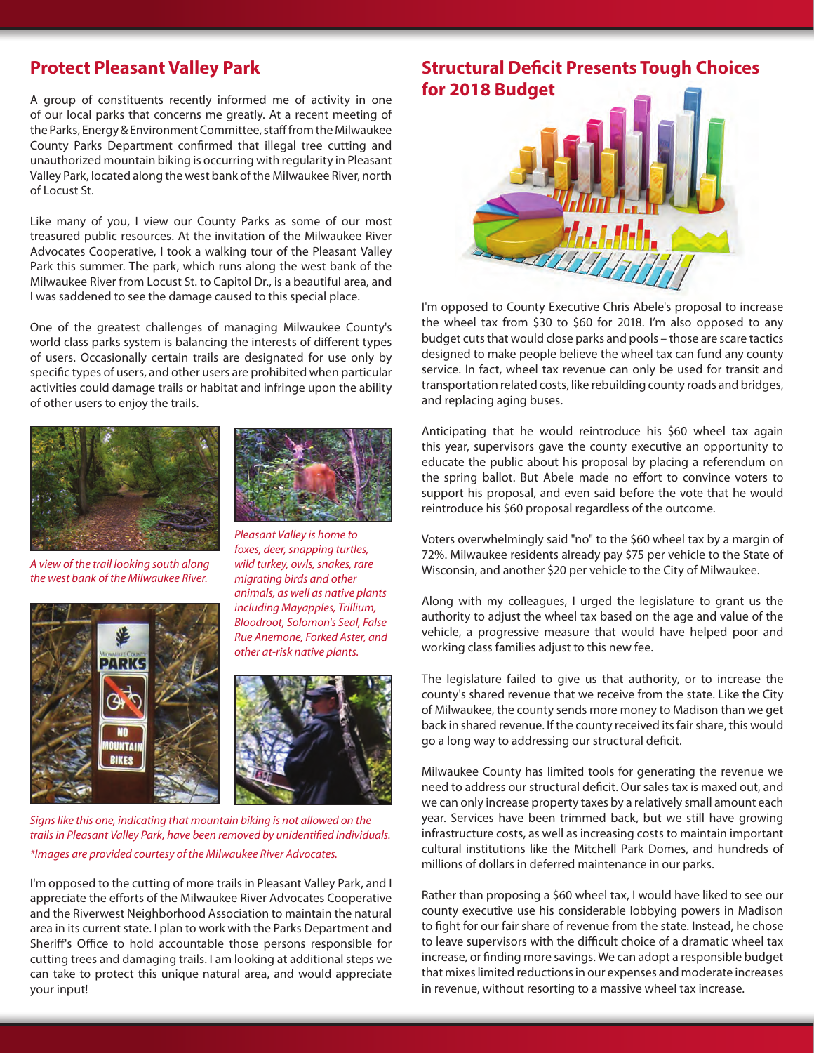## Protect Pleasant Valley Park

A group of constituents recently informed me of activity in one of our local parks that concerns me greatly. At a recent meeting of the Parks, Energy & Environment Committee, staff from the Milwaukee County Parks Department confirmed that illegal tree cutting and unauthorized mountain biking is occurring with regularity in Pleasant Valley Park, located along the west bank of the Milwaukee River, north of Locust St.

Like many of you, I view our County Parks as some of our most treasured public resources. At the invitation of the Milwaukee River Advocates Cooperative, I took a walking tour of the Pleasant Valley Park this summer. The park, which runs along the west bank of the Milwaukee River from Locust St. to Capitol Dr., is a beautiful area, and I was saddened to see the damage caused to this special place.

One of the greatest challenges of managing Milwaukee County's world class parks system is balancing the interests of different types of users. Occasionally certain trails are designated for use only by specific types of users, and other users are prohibited when particular activities could damage trails or habitat and infringe upon the ability of other users to enjoy the trails.

*A view of the trail looking south along the west bank of the Milwaukee River.*

*Pleasant Valley is home to foxes, deer, snapping turtles, wild turkey, owls, snakes, rare migrating birds and other animals, as well as native plants including Mayapples, Trillium, Bloodroot, Solomon's Seal, False Rue Anemone, Forked Aster, and other at-risk native plants.*

*Signs like this one, indicating that mountain biking is not allowed on the trails in Pleasant Valley Park, have been removed by unidentified individuals.*

**Images are provided courtesy of the Milwaukee River Advocates.*

I'm opposed to the cutting of more trails in Pleasant Valley Park, and I appreciate the efforts of the Milwaukee River Advocates Cooperative and the Riverwest Neighborhood Association to maintain the natural area in its current state. I plan to work with the Parks Department and Sheriff's Office to hold accountable those persons responsible for cutting trees and damaging trails. I am looking at additional steps we can take to protect this unique natural area, and would appreciate your input!

## Structural Deficit Presents Tough Choices for 2018 Budget

I'm opposed to County Executive Chris Abele's proposal to increase the wheel tax from $30 to $60 for 2018. I'm also opposed to any budget cuts that would close parks and pools – those are scare tactics designed to make people believe the wheel tax can fund any county service. In fact, wheel tax revenue can only be used for transit and transportation related costs, like rebuilding county roads and bridges, and replacing aging buses.

Anticipating that he would reintroduce his $60 wheel tax again this year, supervisors gave the county executive an opportunity to educate the public about his proposal by placing a referendum on the spring ballot. But Abele made no effort to convince voters to support his proposal, and even said before the vote that he would reintroduce his $60 proposal regardless of the outcome.

Voters overwhelmingly said "no" to the $60 wheel tax by a margin of 72%. Milwaukee residents already pay $75 per vehicle to the State of Wisconsin, and another $20 per vehicle to the City of Milwaukee.

Along with my colleagues, I urged the legislature to grant us the authority to adjust the wheel tax based on the age and value of the vehicle, a progressive measure that would have helped poor and working class families adjust to this new fee.

The legislature failed to give us that authority, or to increase the county's shared revenue that we receive from the state. Like the City of Milwaukee, the county sends more money to Madison than we get back in shared revenue. If the county received its fair share, this would go a long way to addressing our structural deficit.

Milwaukee County has limited tools for generating the revenue we need to address our structural deficit. Our sales tax is maxed out, and we can only increase property taxes by a relatively small amount each year. Services have been trimmed back, but we still have growing infrastructure costs, as well as increasing costs to maintain important cultural institutions like the Mitchell Park Domes, and hundreds of millions of dollars in deferred maintenance in our parks.

Rather than proposing a $60 wheel tax, I would have liked to see our county executive use his considerable lobbying powers in Madison to fight for our fair share of revenue from the state. Instead, he chose to leave supervisors with the difficult choice of a dramatic wheel tax increase, or finding more savings. We can adopt a responsible budget that mixes limited reductions in our expenses and moderate increases in revenue, without resorting to a massive wheel tax increase.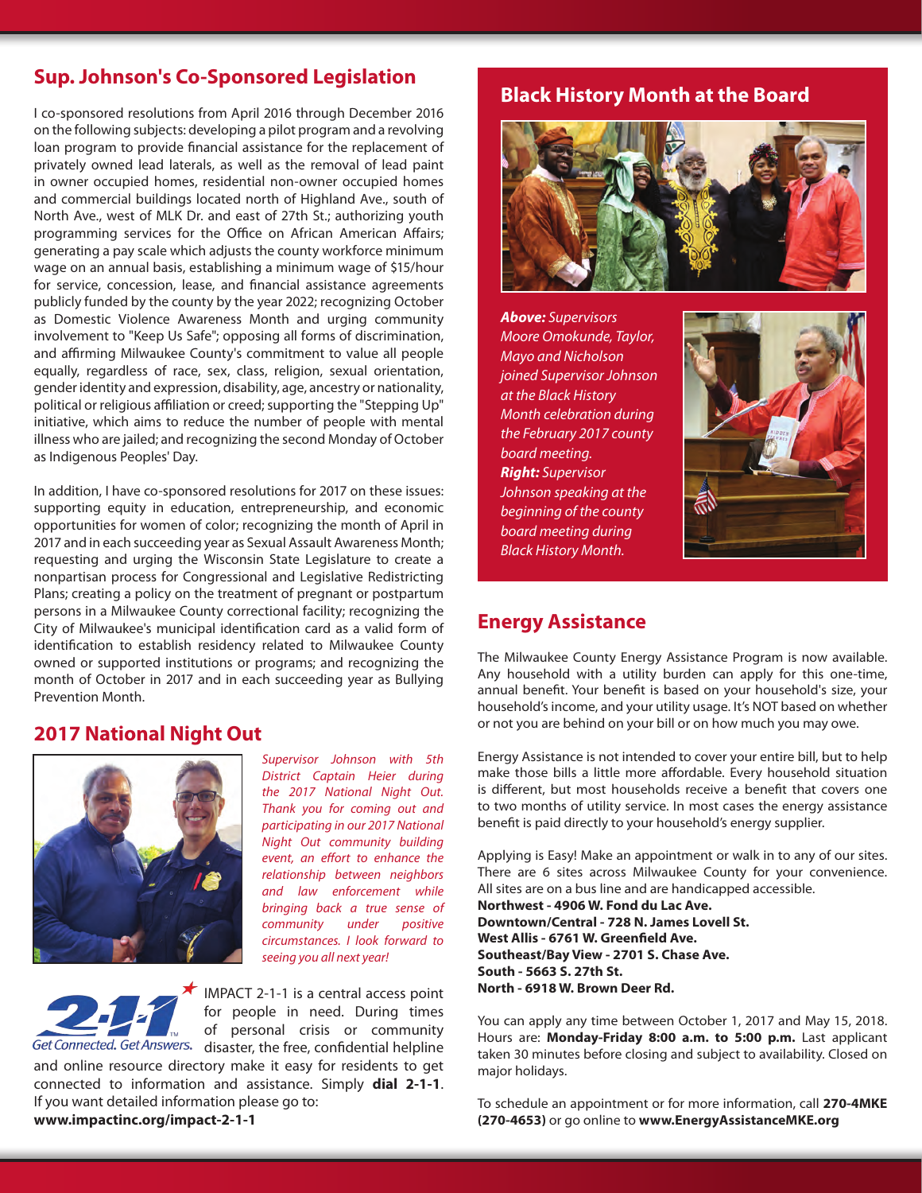## Sup. Johnson's Co-Sponsored Legislation

I co-sponsored resolutions from April 2016 through December 2016 on the following subjects: developing a pilot program and a revolving loan program to provide financial assistance for the replacement of privately owned lead laterals, as well as the removal of lead paint in owner occupied homes, residential non-owner occupied homes and commercial buildings located north of Highland Ave., south of North Ave., west of MLK Dr. and east of 27th St.; authorizing youth programming services for the Office on African American Affairs; generating a pay scale which adjusts the county workforce minimum wage on an annual basis, establishing a minimum wage of $15/hour for service, concession, lease, and financial assistance agreements publicly funded by the county by the year 2022; recognizing October as Domestic Violence Awareness Month and urging community involvement to "Keep Us Safe"; opposing all forms of discrimination, and affirming Milwaukee County's commitment to value all people equally, regardless of race, sex, class, religion, sexual orientation, gender identity and expression, disability, age, ancestry or nationality, political or religious affiliation or creed; supporting the "Stepping Up" initiative, which aims to reduce the number of people with mental illness who are jailed; and recognizing the second Monday of October as Indigenous Peoples' Day.

In addition, I have co-sponsored resolutions for 2017 on these issues: supporting equity in education, entrepreneurship, and economic opportunities for women of color; recognizing the month of April in 2017 and in each succeeding year as Sexual Assault Awareness Month; requesting and urging the Wisconsin State Legislature to create a nonpartisan process for Congressional and Legislative Redistricting Plans; creating a policy on the treatment of pregnant or postpartum persons in a Milwaukee County correctional facility; recognizing the City of Milwaukee's municipal identification card as a valid form of identification to establish residency related to Milwaukee County owned or supported institutions or programs; and recognizing the month of October in 2017 and in each succeeding year as Bullying Prevention Month.

## 2017 National Night Out

*Supervisor Johnson with 5th District Captain Heier during the 2017 National Night Out. Thank you for coming out and participating in our 2017 National Night Out community building event, an effort to enhance the relationship between neighbors and law enforcement while bringing back a true sense of community under positive circumstances. I look forward to seeing you all next year!*

2-1-1 Get Connected. Get Answers.

IMPACT 2-1-1 is a central access point for people in need. During times of personal crisis or community disaster, the free, confidential helpline and online resource directory make it easy for residents to get connected to information and assistance. Simply **dial 2-1-1**. If you want detailed information please go to: **www.impactinc.org/impact-2-1-1**

## Black History Month at the Board

***Above:*** *Supervisors Moore Omokunde, Taylor, Mayo and Nicholson joined Supervisor Johnson at the Black History Month celebration during the February 2017 county board meeting.*
***Right:*** *Supervisor Johnson speaking at the beginning of the county board meeting during Black History Month.*

## Energy Assistance

The Milwaukee County Energy Assistance Program is now available. Any household with a utility burden can apply for this one-time, annual benefit. Your benefit is based on your household's size, your household's income, and your utility usage. It's NOT based on whether or not you are behind on your bill or on how much you may owe.

Energy Assistance is not intended to cover your entire bill, but to help make those bills a little more affordable. Every household situation is different, but most households receive a benefit that covers one to two months of utility service. In most cases the energy assistance benefit is paid directly to your household's energy supplier.

Applying is Easy! Make an appointment or walk in to any of our sites. There are 6 sites across Milwaukee County for your convenience. All sites are on a bus line and are handicapped accessible.
**Northwest - 4906 W. Fond du Lac Ave.**
**Downtown/Central - 728 N. James Lovell St.**
**West Allis - 6761 W. Greenfield Ave.**
**Southeast/Bay View - 2701 S. Chase Ave.**
**South - 5663 S. 27th St.**
**North - 6918 W. Brown Deer Rd.**

You can apply any time between October 1, 2017 and May 15, 2018. Hours are: **Monday-Friday 8:00 a.m. to 5:00 p.m.** Last applicant taken 30 minutes before closing and subject to availability. Closed on major holidays.

To schedule an appointment or for more information, call **270-4MKE (270-4653)** or go online to **www.EnergyAssistanceMKE.org**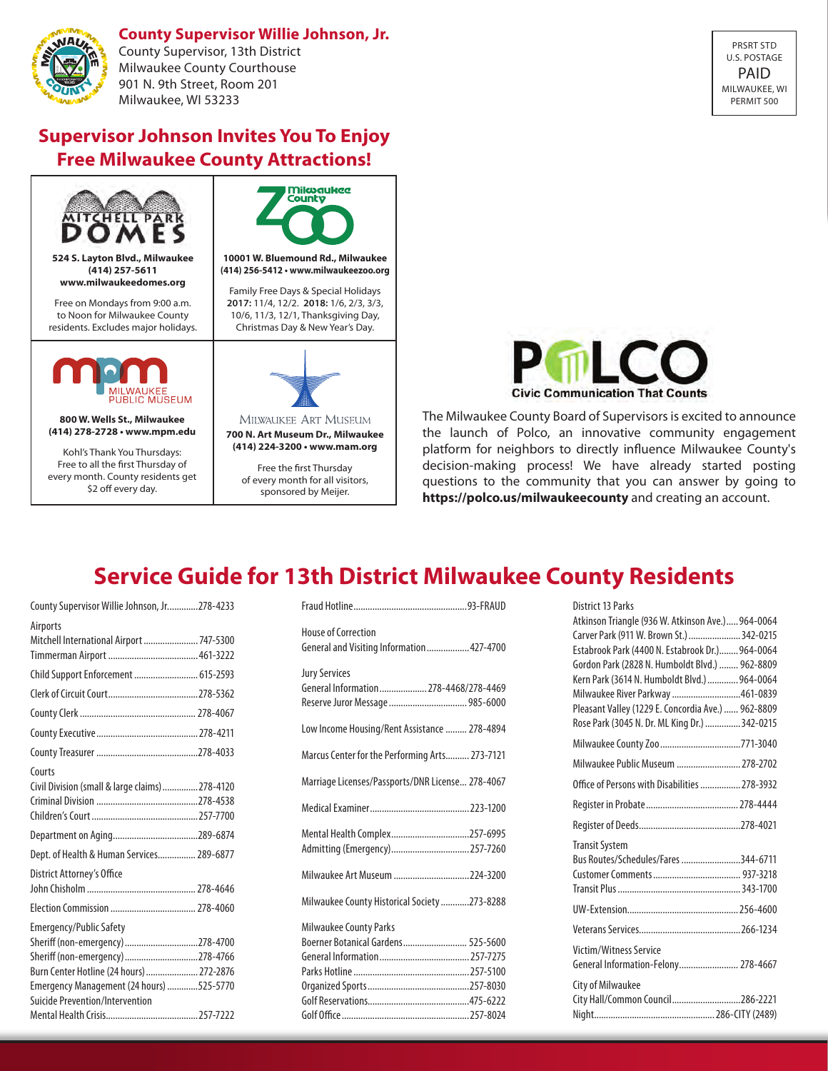**County Supervisor Willie Johnson, Jr.**
County Supervisor, 13th District
Milwaukee County Courthouse
901 N. 9th Street, Room 201
Milwaukee, WI 53233

PRSRT STD
U.S. POSTAGE
PAID
MILWAUKEE, WI
PERMIT 500

## Supervisor Johnson Invites You To Enjoy Free Milwaukee County Attractions!

| | |
|---|---|
| MITCHELL PARK DOMES<br>**524 S. Layton Blvd., Milwaukee (414) 257-5611 www.milwaukeedomes.org**<br>Free on Mondays from 9:00 a.m. to Noon for Milwaukee County residents. Excludes major holidays. | Milwaukee County Zoo<br>**10001 W. Bluemound Rd., Milwaukee (414) 256-5412 • www.milwaukeezoo.org**<br>Family Free Days & Special Holidays **2017:** 11/4, 12/2. **2018:** 1/6, 2/3, 3/3, 10/6, 11/3, 12/1, Thanksgiving Day, Christmas Day & New Year's Day. |
| mpm MILWAUKEE PUBLIC MUSEUM<br>**800 W. Wells St., Milwaukee (414) 278-2728 • www.mpm.edu**<br>Kohl's Thank You Thursdays: Free to all the first Thursday of every month. County residents get $2 off every day. | MILWAUKEE ART MUSEUM<br>**700 N. Art Museum Dr., Milwaukee (414) 224-3200 • www.mam.org**<br>Free the first Thursday of every month for all visitors, sponsored by Meijer. |

POLCO
Civic Communication That Counts

The Milwaukee County Board of Supervisors is excited to announce the launch of Polco, an innovative community engagement platform for neighbors to directly influence Milwaukee County's decision-making process! We have already started posting questions to the community that you can answer by going to **https://polco.us/milwaukeecounty** and creating an account.

## Service Guide for 13th District Milwaukee County Residents

County Supervisor Willie Johnson, Jr. ............ 278-4233

Airports
- Mitchell International Airport ............ 747-5300
- Timmerman Airport ............ 461-3222

Child Support Enforcement ............ 615-2593

Clerk of Circuit Court ............ 278-5362

County Clerk ............ 278-4067

County Executive ............ 278-4211

County Treasurer ............ 278-4033

Courts
- Civil Division (small & large claims) ............ 278-4120
- Criminal Division ............ 278-4538
- Children's Court ............ 257-7700

Department on Aging ............ 289-6874

Dept. of Health & Human Services ............ 289-6877

District Attorney's Office
- John Chisholm ............ 278-4646

Election Commission ............ 278-4060

Emergency/Public Safety
- Sheriff (non-emergency) ............ 278-4700
- Sheriff (non-emergency) ............ 278-4766
- Burn Center Hotline (24 hours) ............ 272-2876
- Emergency Management (24 hours) ............ 525-5770
- Suicide Prevention/Intervention
- Mental Health Crisis ............ 257-7222

Fraud Hotline ............ 93-FRAUD

House of Correction
- General and Visiting Information ............ 427-4700

Jury Services
- General Information ............ 278-4468/278-4469
- Reserve Juror Message ............ 985-6000

Low Income Housing/Rent Assistance ............ 278-4894

Marcus Center for the Performing Arts ............ 273-7121

Marriage Licenses/Passports/DNR License ............ 278-4067

Medical Examiner ............ 223-1200

Mental Health Complex ............ 257-6995
- Admitting (Emergency) ............ 257-7260

Milwaukee Art Museum ............ 224-3200

Milwaukee County Historical Society ............ 273-8288

Milwaukee County Parks
- Boerner Botanical Gardens ............ 525-5600
- General Information ............ 257-7275
- Parks Hotline ............ 257-5100
- Organized Sports ............ 257-8030
- Golf Reservations ............ 475-6222
- Golf Office ............ 257-8024

District 13 Parks
- Atkinson Triangle (936 W. Atkinson Ave.) ............ 964-0064
- Carver Park (911 W. Brown St.) ............ 342-0215
- Estabrook Park (4400 N. Estabrook Dr.) ............ 964-0064
- Gordon Park (2828 N. Humboldt Blvd.) ............ 962-8809
- Kern Park (3614 N. Humboldt Blvd.) ............ 964-0064
- Milwaukee River Parkway ............ 461-0839
- Pleasant Valley (1229 E. Concordia Ave.) ............ 962-8809
- Rose Park (3045 N. Dr. ML King Dr.) ............ 342-0215

Milwaukee County Zoo ............ 771-3040

Milwaukee Public Museum ............ 278-2702

Office of Persons with Disabilities ............ 278-3932

Register in Probate ............ 278-4444

Register of Deeds ............ 278-4021

Transit System
- Bus Routes/Schedules/Fares ............ 344-6711
- Customer Comments ............ 937-3218
- Transit Plus ............ 343-1700

UW-Extension ............ 256-4600

Veterans Services ............ 266-1234

Victim/Witness Service
- General Information-Felony ............ 278-4667

City of Milwaukee
- City Hall/Common Council ............ 286-2221
- Night ............ 286-CITY (2489)